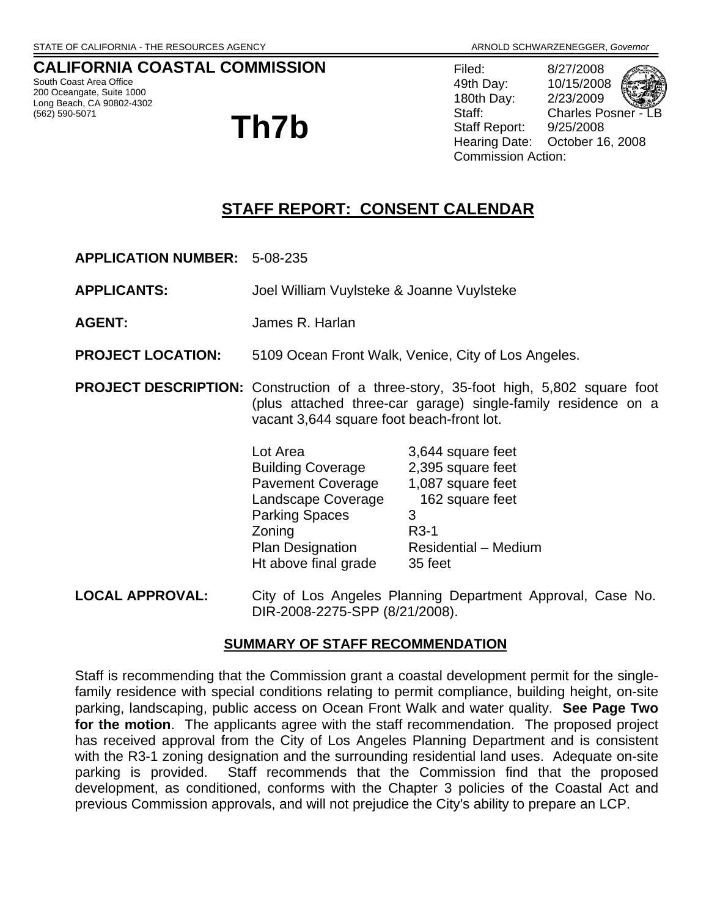STATE OF CALIFORNIA - THE RESOURCES AGENCY ARNOLD SCHWARZENEGGER, *Governor*

# CALIFORNIA COASTAL COMMISSION

South Coast Area Office
200 Oceangate, Suite 1000
Long Beach, CA 90802-4302
(562) 590-5071

# Th7b

Filed: 8/27/2008
49th Day: 10/15/2008
180th Day: 2/23/2009
Staff: Charles Posner - LB
Staff Report: 9/25/2008
Hearing Date: October 16, 2008
Commission Action:

## STAFF REPORT: CONSENT CALENDAR

**APPLICATION NUMBER:** 5-08-235

**APPLICANTS:** Joel William Vuylsteke & Joanne Vuylsteke

**AGENT:** James R. Harlan

**PROJECT LOCATION:** 5109 Ocean Front Walk, Venice, City of Los Angeles.

**PROJECT DESCRIPTION:** Construction of a three-story, 35-foot high, 5,802 square foot (plus attached three-car garage) single-family residence on a vacant 3,644 square foot beach-front lot.

| | |
|---|---|
| Lot Area | 3,644 square feet |
| Building Coverage | 2,395 square feet |
| Pavement Coverage | 1,087 square feet |
| Landscape Coverage | 162 square feet |
| Parking Spaces | 3 |
| Zoning | R3-1 |
| Plan Designation | Residential – Medium |
| Ht above final grade | 35 feet |

**LOCAL APPROVAL:** City of Los Angeles Planning Department Approval, Case No. DIR-2008-2275-SPP (8/21/2008).

### SUMMARY OF STAFF RECOMMENDATION

Staff is recommending that the Commission grant a coastal development permit for the single-family residence with special conditions relating to permit compliance, building height, on-site parking, landscaping, public access on Ocean Front Walk and water quality. **See Page Two for the motion**. The applicants agree with the staff recommendation. The proposed project has received approval from the City of Los Angeles Planning Department and is consistent with the R3-1 zoning designation and the surrounding residential land uses. Adequate on-site parking is provided. Staff recommends that the Commission find that the proposed development, as conditioned, conforms with the Chapter 3 policies of the Coastal Act and previous Commission approvals, and will not prejudice the City's ability to prepare an LCP.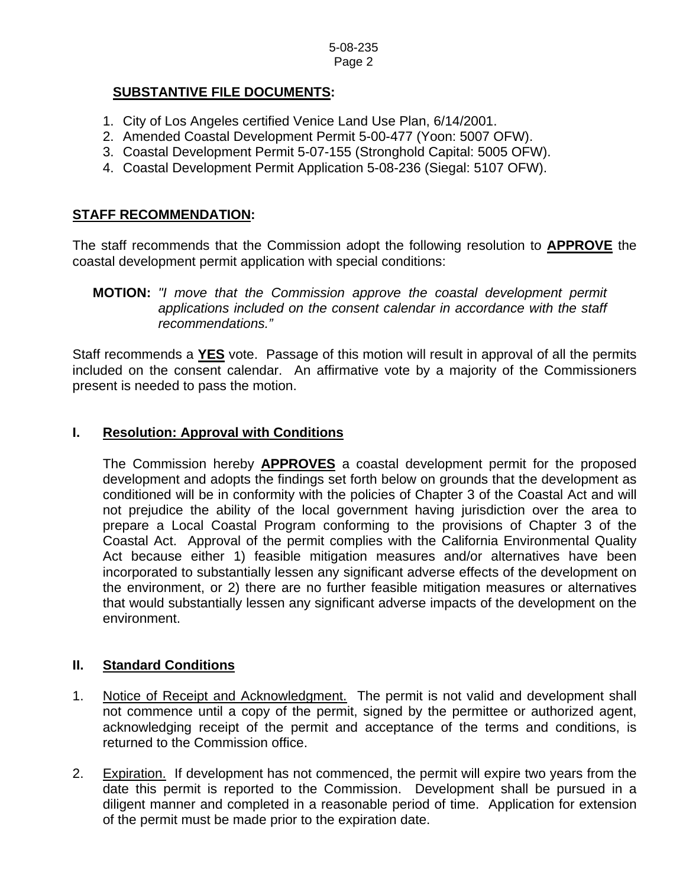**SUBSTANTIVE FILE DOCUMENTS:**

1. City of Los Angeles certified Venice Land Use Plan, 6/14/2001.
2. Amended Coastal Development Permit 5-00-477 (Yoon: 5007 OFW).
3. Coastal Development Permit 5-07-155 (Stronghold Capital: 5005 OFW).
4. Coastal Development Permit Application 5-08-236 (Siegal: 5107 OFW).

**STAFF RECOMMENDATION:**

The staff recommends that the Commission adopt the following resolution to **APPROVE** the coastal development permit application with special conditions:

**MOTION:** *"I move that the Commission approve the coastal development permit applications included on the consent calendar in accordance with the staff recommendations."*

Staff recommends a **YES** vote. Passage of this motion will result in approval of all the permits included on the consent calendar. An affirmative vote by a majority of the Commissioners present is needed to pass the motion.

## I. Resolution: Approval with Conditions

The Commission hereby **APPROVES** a coastal development permit for the proposed development and adopts the findings set forth below on grounds that the development as conditioned will be in conformity with the policies of Chapter 3 of the Coastal Act and will not prejudice the ability of the local government having jurisdiction over the area to prepare a Local Coastal Program conforming to the provisions of Chapter 3 of the Coastal Act. Approval of the permit complies with the California Environmental Quality Act because either 1) feasible mitigation measures and/or alternatives have been incorporated to substantially lessen any significant adverse effects of the development on the environment, or 2) there are no further feasible mitigation measures or alternatives that would substantially lessen any significant adverse impacts of the development on the environment.

## II. Standard Conditions

1. Notice of Receipt and Acknowledgment. The permit is not valid and development shall not commence until a copy of the permit, signed by the permittee or authorized agent, acknowledging receipt of the permit and acceptance of the terms and conditions, is returned to the Commission office.

2. Expiration. If development has not commenced, the permit will expire two years from the date this permit is reported to the Commission. Development shall be pursued in a diligent manner and completed in a reasonable period of time. Application for extension of the permit must be made prior to the expiration date.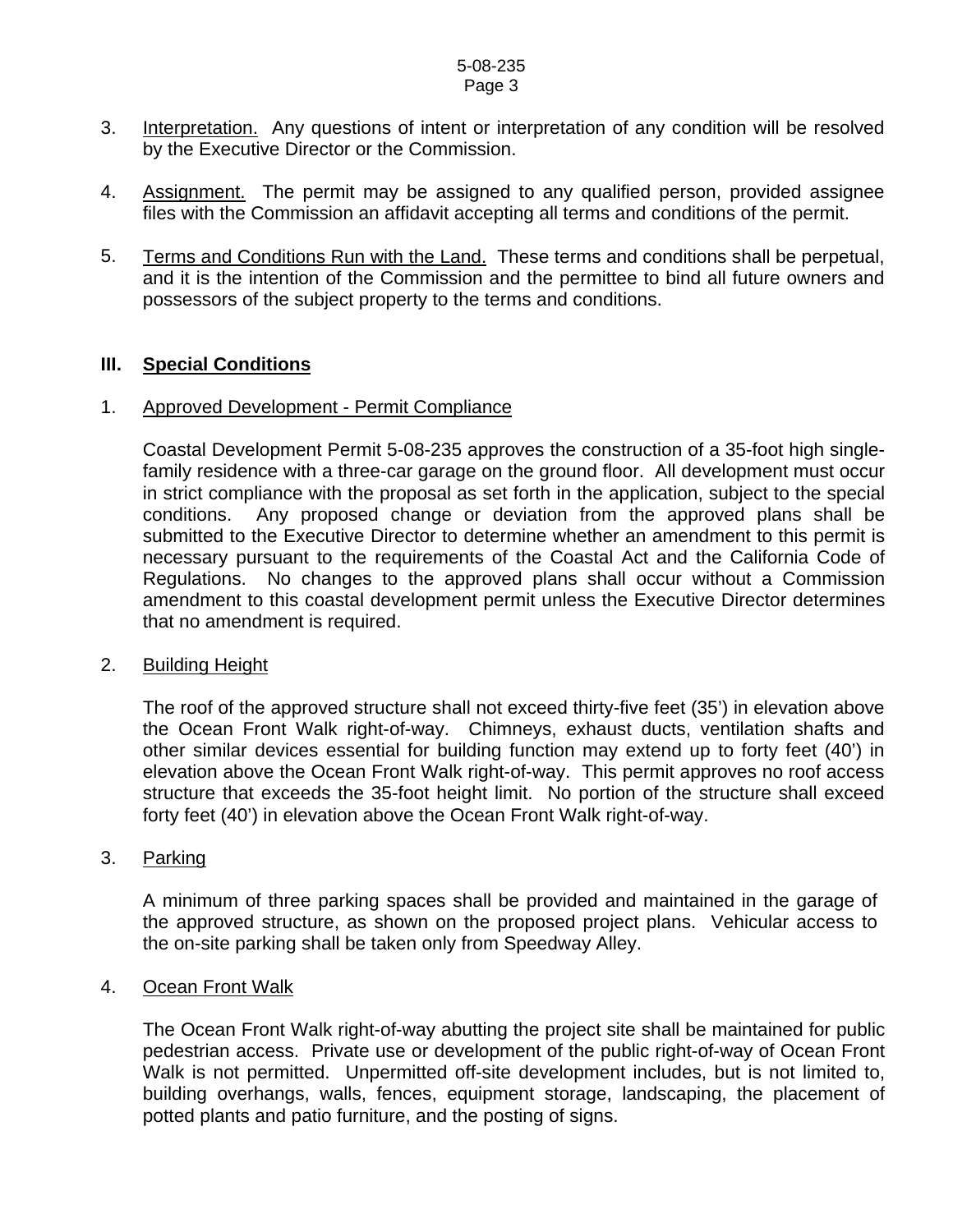3. <u>Interpretation.</u> Any questions of intent or interpretation of any condition will be resolved by the Executive Director or the Commission.

4. <u>Assignment.</u> The permit may be assigned to any qualified person, provided assignee files with the Commission an affidavit accepting all terms and conditions of the permit.

5. <u>Terms and Conditions Run with the Land.</u> These terms and conditions shall be perpetual, and it is the intention of the Commission and the permittee to bind all future owners and possessors of the subject property to the terms and conditions.

## III. Special Conditions

1. <u>Approved Development - Permit Compliance</u>

   Coastal Development Permit 5-08-235 approves the construction of a 35-foot high single-family residence with a three-car garage on the ground floor. All development must occur in strict compliance with the proposal as set forth in the application, subject to the special conditions. Any proposed change or deviation from the approved plans shall be submitted to the Executive Director to determine whether an amendment to this permit is necessary pursuant to the requirements of the Coastal Act and the California Code of Regulations. No changes to the approved plans shall occur without a Commission amendment to this coastal development permit unless the Executive Director determines that no amendment is required.

2. <u>Building Height</u>

   The roof of the approved structure shall not exceed thirty-five feet (35') in elevation above the Ocean Front Walk right-of-way. Chimneys, exhaust ducts, ventilation shafts and other similar devices essential for building function may extend up to forty feet (40') in elevation above the Ocean Front Walk right-of-way. This permit approves no roof access structure that exceeds the 35-foot height limit. No portion of the structure shall exceed forty feet (40') in elevation above the Ocean Front Walk right-of-way.

3. <u>Parking</u>

   A minimum of three parking spaces shall be provided and maintained in the garage of the approved structure, as shown on the proposed project plans. Vehicular access to the on-site parking shall be taken only from Speedway Alley.

4. <u>Ocean Front Walk</u>

   The Ocean Front Walk right-of-way abutting the project site shall be maintained for public pedestrian access. Private use or development of the public right-of-way of Ocean Front Walk is not permitted. Unpermitted off-site development includes, but is not limited to, building overhangs, walls, fences, equipment storage, landscaping, the placement of potted plants and patio furniture, and the posting of signs.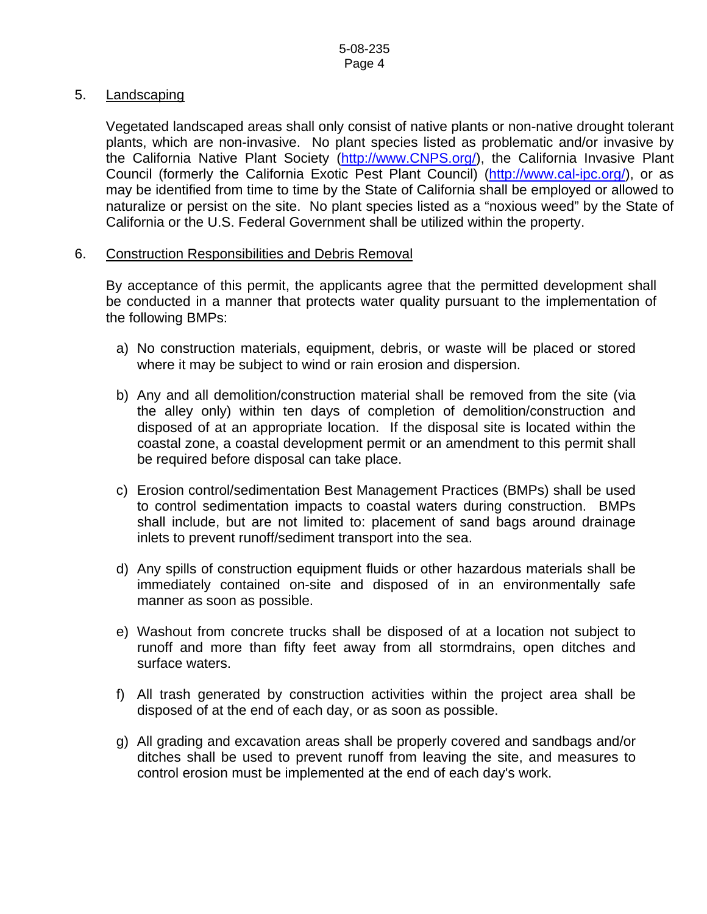5. Landscaping

   Vegetated landscaped areas shall only consist of native plants or non-native drought tolerant plants, which are non-invasive. No plant species listed as problematic and/or invasive by the California Native Plant Society (http://www.CNPS.org/), the California Invasive Plant Council (formerly the California Exotic Pest Plant Council) (http://www.cal-ipc.org/), or as may be identified from time to time by the State of California shall be employed or allowed to naturalize or persist on the site. No plant species listed as a "noxious weed" by the State of California or the U.S. Federal Government shall be utilized within the property.

6. Construction Responsibilities and Debris Removal

   By acceptance of this permit, the applicants agree that the permitted development shall be conducted in a manner that protects water quality pursuant to the implementation of the following BMPs:

   a) No construction materials, equipment, debris, or waste will be placed or stored where it may be subject to wind or rain erosion and dispersion.

   b) Any and all demolition/construction material shall be removed from the site (via the alley only) within ten days of completion of demolition/construction and disposed of at an appropriate location. If the disposal site is located within the coastal zone, a coastal development permit or an amendment to this permit shall be required before disposal can take place.

   c) Erosion control/sedimentation Best Management Practices (BMPs) shall be used to control sedimentation impacts to coastal waters during construction. BMPs shall include, but are not limited to: placement of sand bags around drainage inlets to prevent runoff/sediment transport into the sea.

   d) Any spills of construction equipment fluids or other hazardous materials shall be immediately contained on-site and disposed of in an environmentally safe manner as soon as possible.

   e) Washout from concrete trucks shall be disposed of at a location not subject to runoff and more than fifty feet away from all stormdrains, open ditches and surface waters.

   f) All trash generated by construction activities within the project area shall be disposed of at the end of each day, or as soon as possible.

   g) All grading and excavation areas shall be properly covered and sandbags and/or ditches shall be used to prevent runoff from leaving the site, and measures to control erosion must be implemented at the end of each day's work.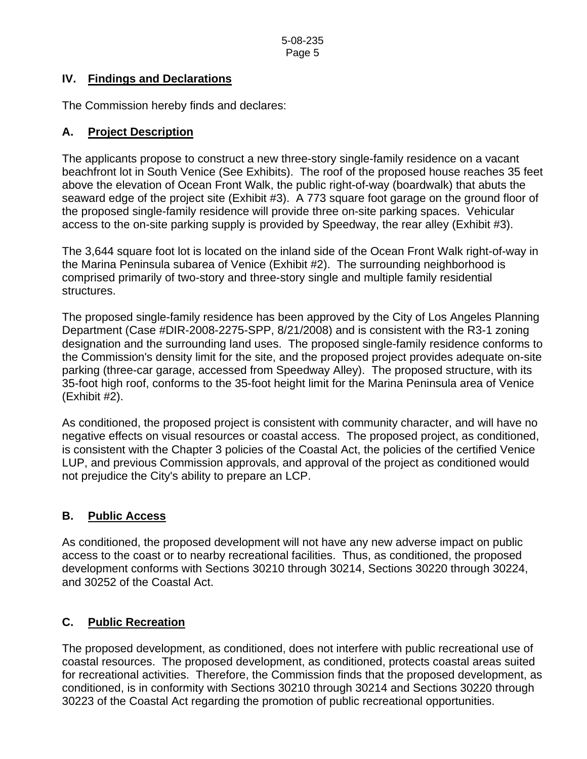## IV. Findings and Declarations

The Commission hereby finds and declares:

### A. Project Description

The applicants propose to construct a new three-story single-family residence on a vacant beachfront lot in South Venice (See Exhibits). The roof of the proposed house reaches 35 feet above the elevation of Ocean Front Walk, the public right-of-way (boardwalk) that abuts the seaward edge of the project site (Exhibit #3). A 773 square foot garage on the ground floor of the proposed single-family residence will provide three on-site parking spaces. Vehicular access to the on-site parking supply is provided by Speedway, the rear alley (Exhibit #3).

The 3,644 square foot lot is located on the inland side of the Ocean Front Walk right-of-way in the Marina Peninsula subarea of Venice (Exhibit #2). The surrounding neighborhood is comprised primarily of two-story and three-story single and multiple family residential structures.

The proposed single-family residence has been approved by the City of Los Angeles Planning Department (Case #DIR-2008-2275-SPP, 8/21/2008) and is consistent with the R3-1 zoning designation and the surrounding land uses. The proposed single-family residence conforms to the Commission's density limit for the site, and the proposed project provides adequate on-site parking (three-car garage, accessed from Speedway Alley). The proposed structure, with its 35-foot high roof, conforms to the 35-foot height limit for the Marina Peninsula area of Venice (Exhibit #2).

As conditioned, the proposed project is consistent with community character, and will have no negative effects on visual resources or coastal access. The proposed project, as conditioned, is consistent with the Chapter 3 policies of the Coastal Act, the policies of the certified Venice LUP, and previous Commission approvals, and approval of the project as conditioned would not prejudice the City's ability to prepare an LCP.

### B. Public Access

As conditioned, the proposed development will not have any new adverse impact on public access to the coast or to nearby recreational facilities. Thus, as conditioned, the proposed development conforms with Sections 30210 through 30214, Sections 30220 through 30224, and 30252 of the Coastal Act.

### C. Public Recreation

The proposed development, as conditioned, does not interfere with public recreational use of coastal resources. The proposed development, as conditioned, protects coastal areas suited for recreational activities. Therefore, the Commission finds that the proposed development, as conditioned, is in conformity with Sections 30210 through 30214 and Sections 30220 through 30223 of the Coastal Act regarding the promotion of public recreational opportunities.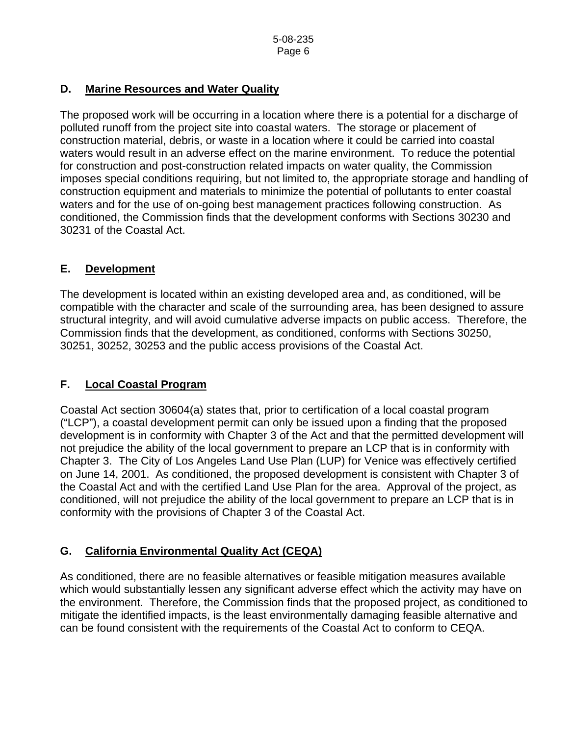## D. Marine Resources and Water Quality

The proposed work will be occurring in a location where there is a potential for a discharge of polluted runoff from the project site into coastal waters. The storage or placement of construction material, debris, or waste in a location where it could be carried into coastal waters would result in an adverse effect on the marine environment. To reduce the potential for construction and post-construction related impacts on water quality, the Commission imposes special conditions requiring, but not limited to, the appropriate storage and handling of construction equipment and materials to minimize the potential of pollutants to enter coastal waters and for the use of on-going best management practices following construction. As conditioned, the Commission finds that the development conforms with Sections 30230 and 30231 of the Coastal Act.

## E. Development

The development is located within an existing developed area and, as conditioned, will be compatible with the character and scale of the surrounding area, has been designed to assure structural integrity, and will avoid cumulative adverse impacts on public access. Therefore, the Commission finds that the development, as conditioned, conforms with Sections 30250, 30251, 30252, 30253 and the public access provisions of the Coastal Act.

## F. Local Coastal Program

Coastal Act section 30604(a) states that, prior to certification of a local coastal program ("LCP"), a coastal development permit can only be issued upon a finding that the proposed development is in conformity with Chapter 3 of the Act and that the permitted development will not prejudice the ability of the local government to prepare an LCP that is in conformity with Chapter 3. The City of Los Angeles Land Use Plan (LUP) for Venice was effectively certified on June 14, 2001. As conditioned, the proposed development is consistent with Chapter 3 of the Coastal Act and with the certified Land Use Plan for the area. Approval of the project, as conditioned, will not prejudice the ability of the local government to prepare an LCP that is in conformity with the provisions of Chapter 3 of the Coastal Act.

## G. California Environmental Quality Act (CEQA)

As conditioned, there are no feasible alternatives or feasible mitigation measures available which would substantially lessen any significant adverse effect which the activity may have on the environment. Therefore, the Commission finds that the proposed project, as conditioned to mitigate the identified impacts, is the least environmentally damaging feasible alternative and can be found consistent with the requirements of the Coastal Act to conform to CEQA.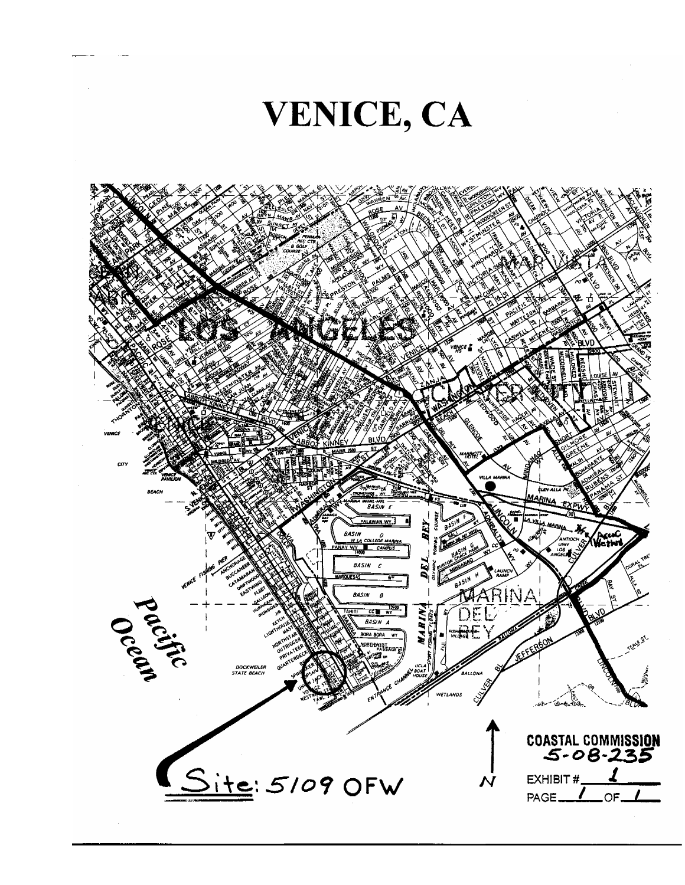# VENICE, CA

Site: 5109 OFW

COASTAL COMMISSION
5-08-235

EXHIBIT # 1

PAGE 1 OF 1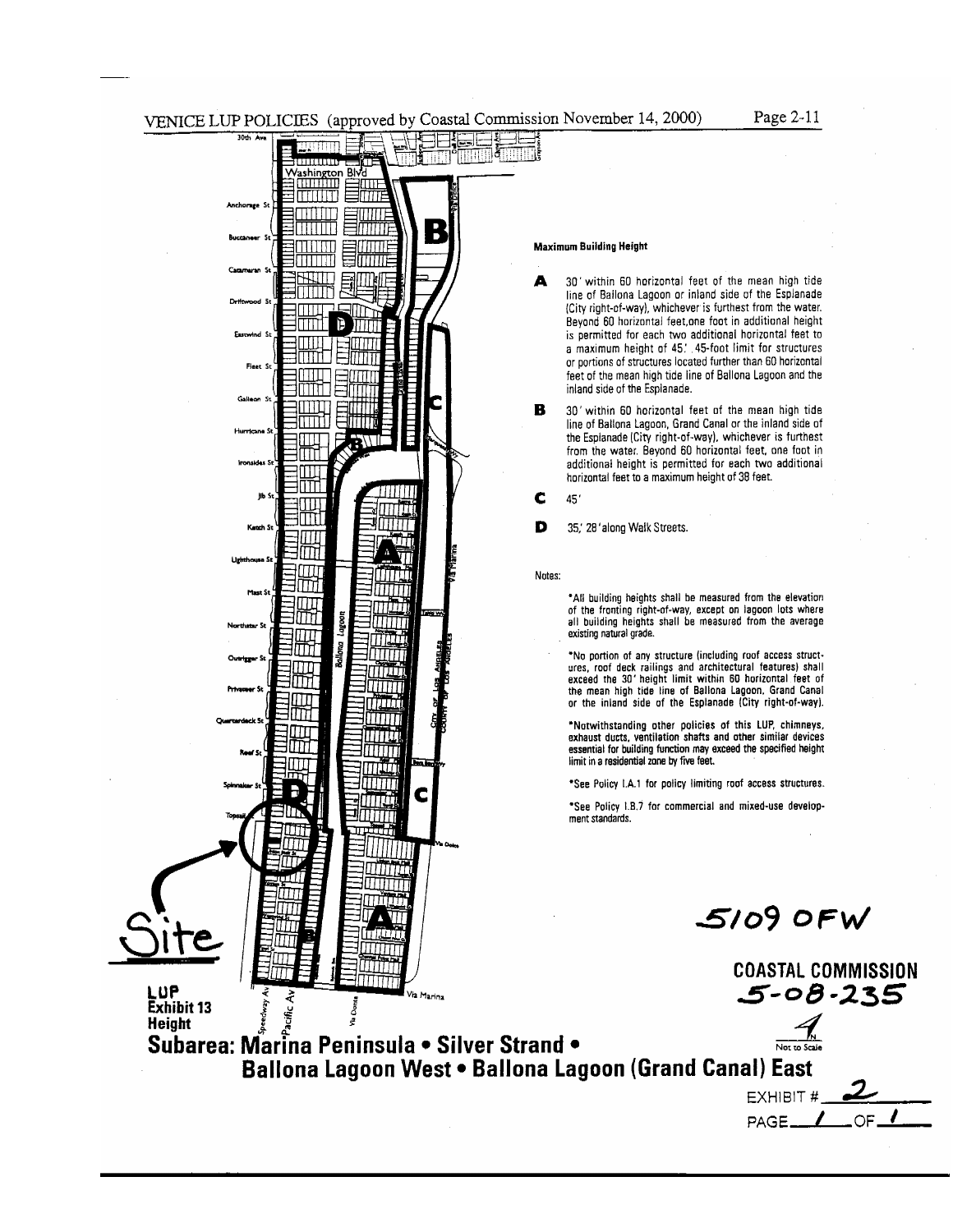VENICE LUP POLICIES (approved by Coastal Commission November 14, 2000)

**Maximum Building Height**

**A** 30' within 60 horizontal feet of the mean high tide line of Ballona Lagoon or inland side of the Esplanade (City right-of-way), whichever is furthest from the water. Beyond 60 horizontal feet, one foot in additional height is permitted for each two additional horizontal feet to a maximum height of 45'. 45-foot limit for structures or portions of structures located further than 60 horizontal feet of the mean high tide line of Ballona Lagoon and the inland side of the Esplanade.

**B** 30' within 60 horizontal feet of the mean high tide line of Ballona Lagoon, Grand Canal or the inland side of the Esplanade (City right-of-way), whichever is furthest from the water. Beyond 60 horizontal feet, one foot in additional height is permitted for each two additional horizontal feet to a maximum height of 38 feet.

**C** 45'

**D** 35'; 28' along Walk Streets.

Notes:

- All building heights shall be measured from the elevation of the fronting right-of-way, except on lagoon lots where all building heights shall be measured from the average existing natural grade.
- No portion of any structure (including roof access structures, roof deck railings and architectural features) shall exceed the 30' height limit within 60 horizontal feet of the mean high tide line of Ballona Lagoon, Grand Canal or the inland side of the Esplanade (City right-of-way).
- Notwithstanding other policies of this LUP, chimneys, exhaust ducts, ventilation shafts and other similar devices essential for building function may exceed the specified height limit in a residential zone by five feet.
- See Policy I.A.1 for policy limiting roof access structures.
- See Policy I.B.7 for commercial and mixed-use development standards.

Site

5109 OFW

COASTAL COMMISSION
5-08-235

Not to Scale

EXHIBIT # 2
PAGE 1 OF 1

**LUP Exhibit 13 Height**

**Subarea: Marina Peninsula • Silver Strand • Ballona Lagoon West • Ballona Lagoon (Grand Canal) East**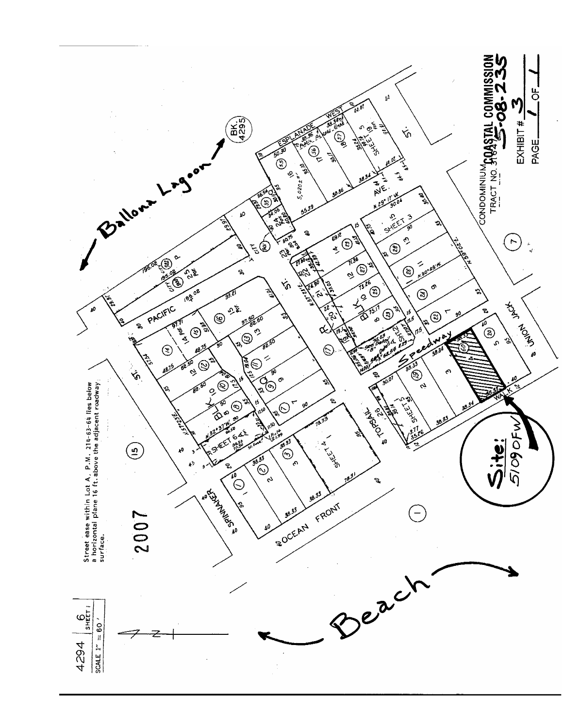CALIFORNIA COASTAL COMMISSION

5-08-235

EXHIBIT # 3

PAGE 1 OF 1

Street ease within Lot A, P.M. 214-63-64 lies below a horizontal plane 16 ft. above the adjacent roadway surface.

2007

4294 | 6 SHEET 1

SCALE 1" = 60'

Ballona Lagoon

BK. 4295

Beach

Site: 5109 OFW

CONDOMINIUM TRACT NO. 31624

PACIFIC

ESPLANADE WEST

SPINNAKER

OCEAN FRONT

TOPSAIL

Speedway

UNION JACK

WALK

AVE.

ST.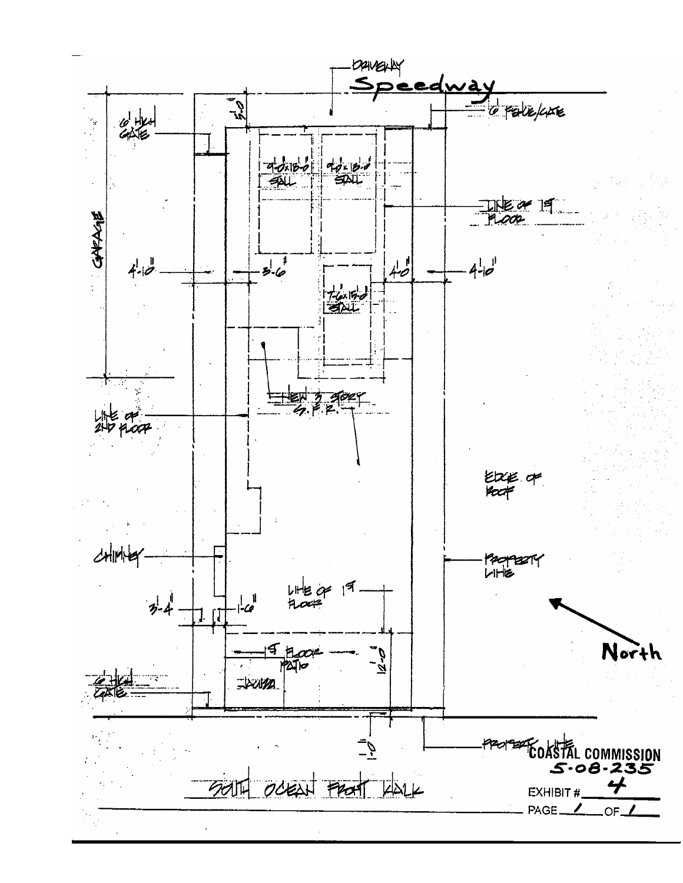DRIVEWAY

Speedway

6' FENCE/GATE

6' HIGH GATE

10'-0"

9'-0"x18'-0" STALL

9'-0"x18'-0" STALL

LINE OF 1ST FLOOR

GARAGE

4'-10"

3'-6"

7'-6"x18'-0" STALL

4'-0"

4'-10"

NEW 3 STORY S.F.R.

LINE OF 2ND FLOOR

EDGE OF ROOF

CHIMNEY

PROPERTY LINE

3'-4"

1'-6"

LINE OF 1ST FLOOR

North

1ST FLOOR PATIO

12'-0"

JACUZZI

6' HIGH GATE

0'-0"

PROPERTY LINE

SOUTH OCEAN FRONT WALK

COASTAL COMMISSION
5-08-235

EXHIBIT # 4

PAGE 1 OF 1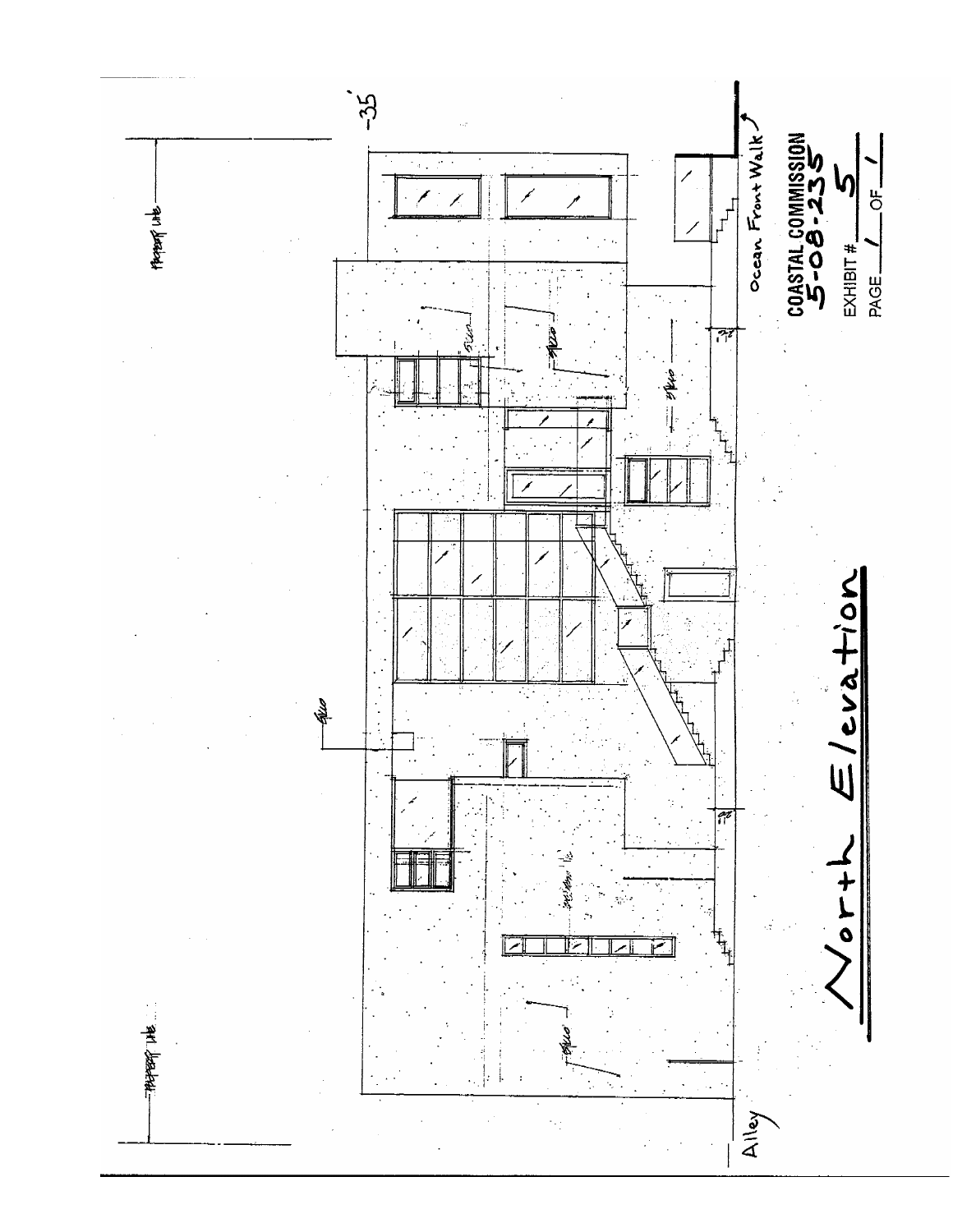# North Elevation

Property Line

Property Line

Alley

Ocean Front Walk

-35'

Stucco

Stucco

Stucco

Stucco

Stucco

Stucco

COASTAL COMMISSION
5-08-235

EXHIBIT # 5

PAGE 1 OF 1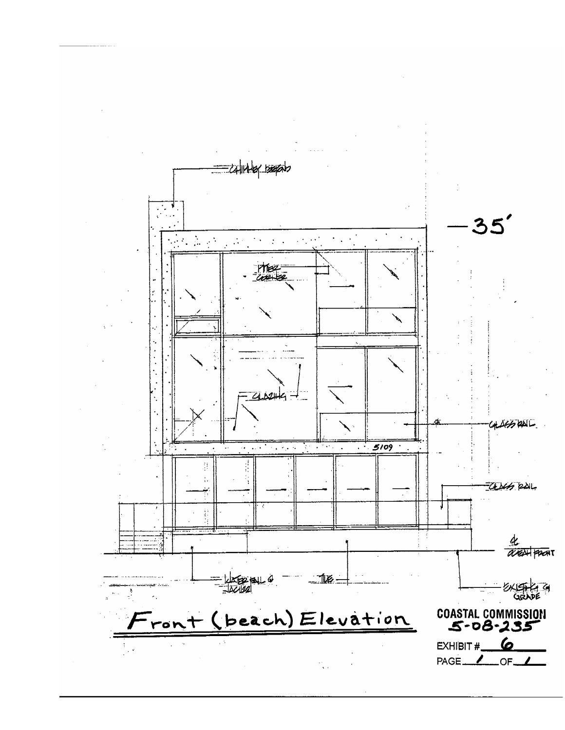CHIMNEY BEYOND

35'

PIER CORNER

GLAZING

GLASS RAIL

5109

GLASS RAIL

℄ OCEAN FRONT

WATER WALL @ JACUZZI

TILE

EXISTING GRADE

Front (beach) Elevation

COASTAL COMMISSION
5-08-235

EXHIBIT # 6

PAGE 1 OF 1